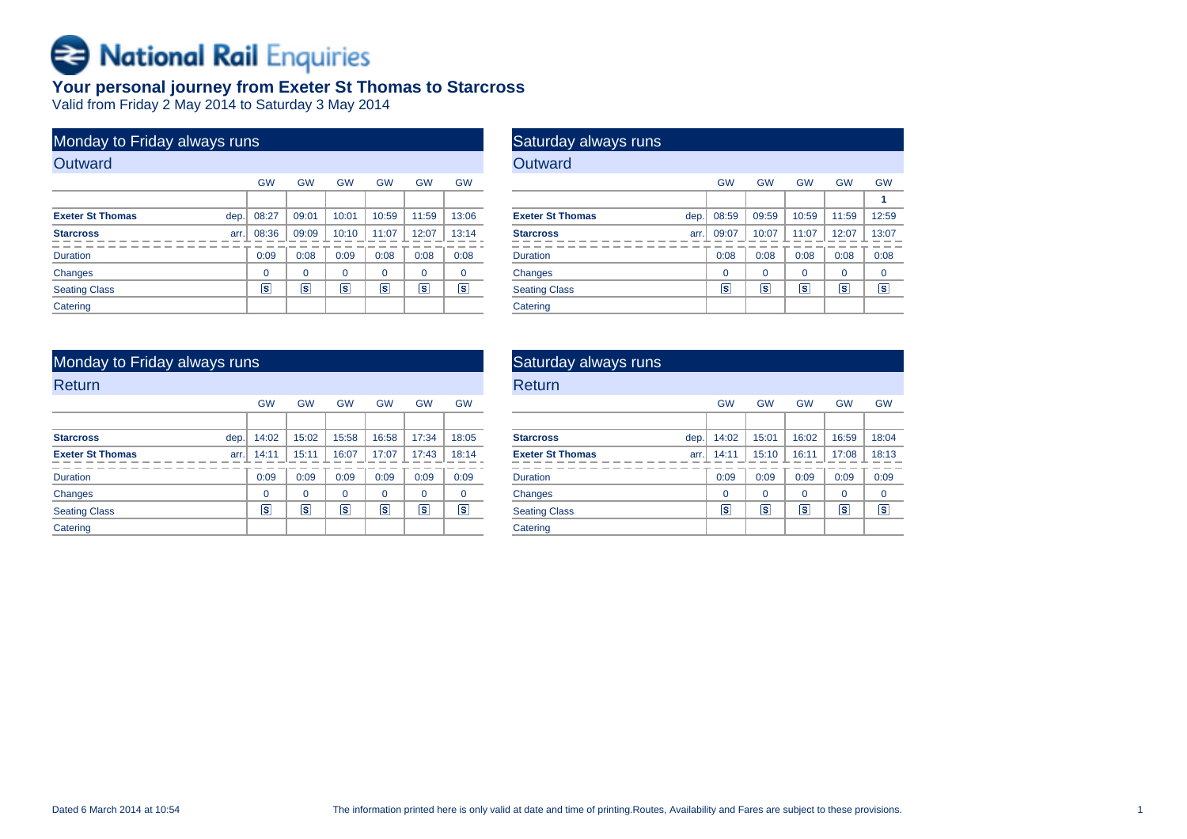# National Rail Enquiries

## Your personal journey from Exeter St Thomas to Starcross

Valid from Friday 2 May 2014 to Saturday 3 May 2014

### Monday to Friday always runs

#### Outward

| | | GW | GW | GW | GW | GW | GW |
|---|---|---|---|---|---|---|---|
| | | | | | | | |
| **Exeter St Thomas** | dep. | 08:27 | 09:01 | 10:01 | 10:59 | 11:59 | 13:06 |
| **Starcross** | arr. | 08:36 | 09:09 | 10:10 | 11:07 | 12:07 | 13:14 |
| Duration | | 0:09 | 0:08 | 0:09 | 0:08 | 0:08 | 0:08 |
| Changes | | 0 | 0 | 0 | 0 | 0 | 0 |
| Seating Class | | S | S | S | S | S | S |
| Catering | | | | | | | |

### Saturday always runs

#### Outward

| | | GW | GW | GW | GW | GW |
|---|---|---|---|---|---|---|
| | | | | | | 1 |
| **Exeter St Thomas** | dep. | 08:59 | 09:59 | 10:59 | 11:59 | 12:59 |
| **Starcross** | arr. | 09:07 | 10:07 | 11:07 | 12:07 | 13:07 |
| Duration | | 0:08 | 0:08 | 0:08 | 0:08 | 0:08 |
| Changes | | 0 | 0 | 0 | 0 | 0 |
| Seating Class | | S | S | S | S | S |
| Catering | | | | | | |

### Monday to Friday always runs

#### Return

| | | GW | GW | GW | GW | GW | GW |
|---|---|---|---|---|---|---|---|
| | | | | | | | |
| **Starcross** | dep. | 14:02 | 15:02 | 15:58 | 16:58 | 17:34 | 18:05 |
| **Exeter St Thomas** | arr. | 14:11 | 15:11 | 16:07 | 17:07 | 17:43 | 18:14 |
| Duration | | 0:09 | 0:09 | 0:09 | 0:09 | 0:09 | 0:09 |
| Changes | | 0 | 0 | 0 | 0 | 0 | 0 |
| Seating Class | | S | S | S | S | S | S |
| Catering | | | | | | | |

### Saturday always runs

#### Return

| | | GW | GW | GW | GW | GW |
|---|---|---|---|---|---|---|
| | | | | | | |
| **Starcross** | dep. | 14:02 | 15:01 | 16:02 | 16:59 | 18:04 |
| **Exeter St Thomas** | arr. | 14:11 | 15:10 | 16:11 | 17:08 | 18:13 |
| Duration | | 0:09 | 0:09 | 0:09 | 0:09 | 0:09 |
| Changes | | 0 | 0 | 0 | 0 | 0 |
| Seating Class | | S | S | S | S | S |
| Catering | | | | | | |

Dated 6 March 2014 at 10:54

The information printed here is only valid at date and time of printing.Routes, Availability and Fares are subject to these provisions.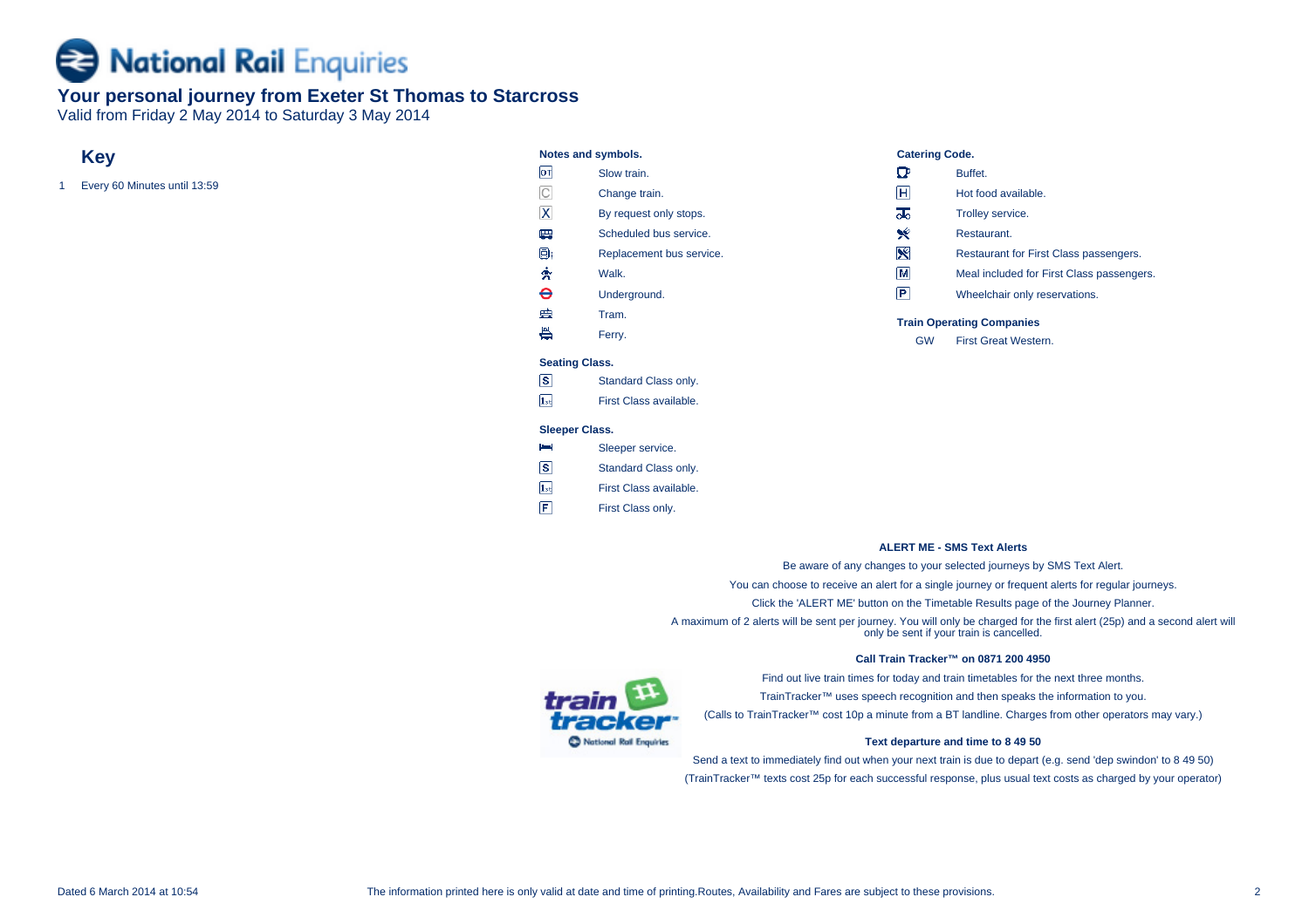National Rail Enquiries

# Your personal journey from Exeter St Thomas to Starcross

Valid from Friday 2 May 2014 to Saturday 3 May 2014

## Key

1 Every 60 Minutes until 13:59

**Notes and symbols.**

| | |
|---|---|
| OT | Slow train. |
| C | Change train. |
| X | By request only stops. |
| | Scheduled bus service. |
| | Replacement bus service. |
| | Walk. |
| | Underground. |
| | Tram. |
| | Ferry. |

**Seating Class.**

| | |
|---|---|
| S | Standard Class only. |
| 1st | First Class available. |

**Sleeper Class.**

| | |
|---|---|
| | Sleeper service. |
| S | Standard Class only. |
| 1st | First Class available. |
| F | First Class only. |

**Catering Code.**

| | |
|---|---|
| | Buffet. |
| H | Hot food available. |
| | Trolley service. |
| | Restaurant. |
| | Restaurant for First Class passengers. |
| M | Meal included for First Class passengers. |
| P | Wheelchair only reservations. |

**Train Operating Companies**

| | |
|---|---|
| GW | First Great Western. |

**ALERT ME - SMS Text Alerts**

Be aware of any changes to your selected journeys by SMS Text Alert.

You can choose to receive an alert for a single journey or frequent alerts for regular journeys.

Click the 'ALERT ME' button on the Timetable Results page of the Journey Planner.

A maximum of 2 alerts will be sent per journey. You will only be charged for the first alert (25p) and a second alert will only be sent if your train is cancelled.

**Call Train Tracker™ on 0871 200 4950**

Find out live train times for today and train timetables for the next three months.

TrainTracker™ uses speech recognition and then speaks the information to you.

(Calls to TrainTracker™ cost 10p a minute from a BT landline. Charges from other operators may vary.)

**Text departure and time to 8 49 50**

Send a text to immediately find out when your next train is due to depart (e.g. send 'dep swindon' to 8 49 50)

(TrainTracker™ texts cost 25p for each successful response, plus usual text costs as charged by your operator)

Dated 6 March 2014 at 10:54

The information printed here is only valid at date and time of printing.Routes, Availability and Fares are subject to these provisions.